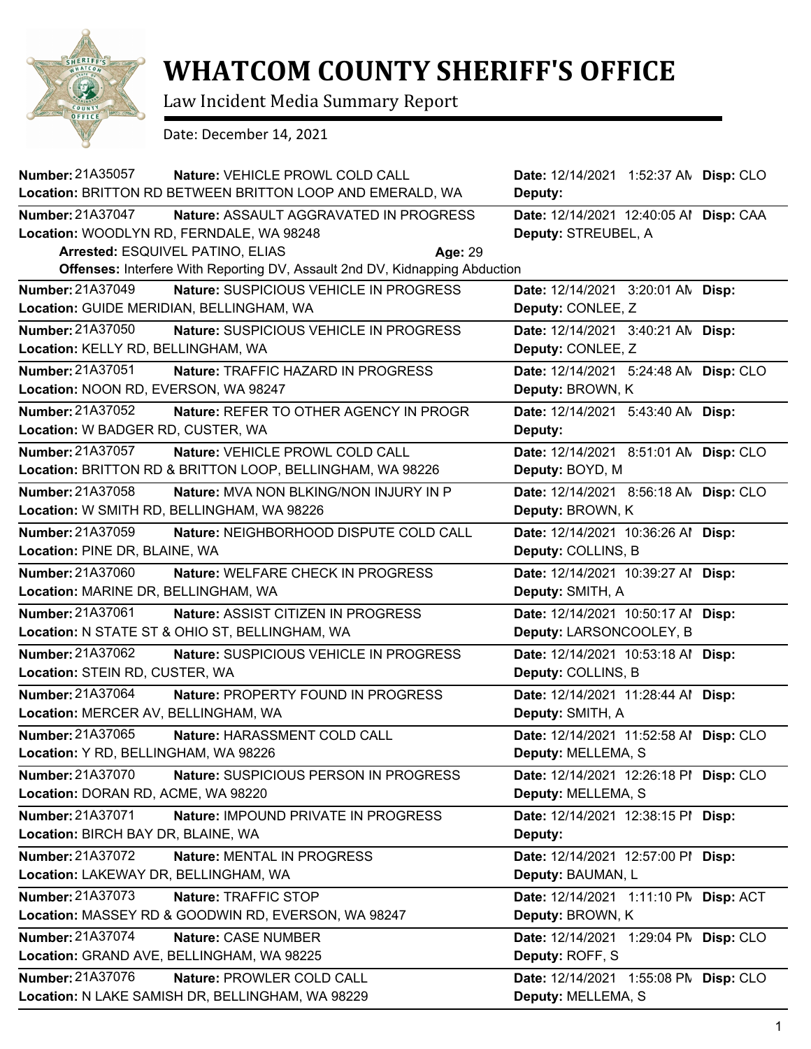# WHATCOM COUNTY SHERIFF'S OFFICE

Law Incident Media Summary Report

Date: December 14, 2021

**Number:** 21A35057 **Nature:** VEHICLE PROWL COLD CALL **Date:** 12/14/2021 1:52:37 AM **Disp:** CLO
**Location:** BRITTON RD BETWEEN BRITTON LOOP AND EMERALD, WA **Deputy:**

**Number:** 21A37047 **Nature:** ASSAULT AGGRAVATED IN PROGRESS **Date:** 12/14/2021 12:40:05 AM **Disp:** CAA
**Location:** WOODLYN RD, FERNDALE, WA 98248 **Deputy:** STREUBEL, A
**Arrested:** ESQUIVEL PATINO, ELIAS **Age:** 29
**Offenses:** Interfere With Reporting DV, Assault 2nd DV, Kidnapping Abduction

**Number:** 21A37049 **Nature:** SUSPICIOUS VEHICLE IN PROGRESS **Date:** 12/14/2021 3:20:01 AM **Disp:**
**Location:** GUIDE MERIDIAN, BELLINGHAM, WA **Deputy:** CONLEE, Z

**Number:** 21A37050 **Nature:** SUSPICIOUS VEHICLE IN PROGRESS **Date:** 12/14/2021 3:40:21 AM **Disp:**
**Location:** KELLY RD, BELLINGHAM, WA **Deputy:** CONLEE, Z

**Number:** 21A37051 **Nature:** TRAFFIC HAZARD IN PROGRESS **Date:** 12/14/2021 5:24:48 AM **Disp:** CLO
**Location:** NOON RD, EVERSON, WA 98247 **Deputy:** BROWN, K

**Number:** 21A37052 **Nature:** REFER TO OTHER AGENCY IN PROGR **Date:** 12/14/2021 5:43:40 AM **Disp:**
**Location:** W BADGER RD, CUSTER, WA **Deputy:**

**Number:** 21A37057 **Nature:** VEHICLE PROWL COLD CALL **Date:** 12/14/2021 8:51:01 AM **Disp:** CLO
**Location:** BRITTON RD & BRITTON LOOP, BELLINGHAM, WA 98226 **Deputy:** BOYD, M

**Number:** 21A37058 **Nature:** MVA NON BLKING/NON INJURY IN P **Date:** 12/14/2021 8:56:18 AM **Disp:** CLO
**Location:** W SMITH RD, BELLINGHAM, WA 98226 **Deputy:** BROWN, K

**Number:** 21A37059 **Nature:** NEIGHBORHOOD DISPUTE COLD CALL **Date:** 12/14/2021 10:36:26 AM **Disp:**
**Location:** PINE DR, BLAINE, WA **Deputy:** COLLINS, B

**Number:** 21A37060 **Nature:** WELFARE CHECK IN PROGRESS **Date:** 12/14/2021 10:39:27 AM **Disp:**
**Location:** MARINE DR, BELLINGHAM, WA **Deputy:** SMITH, A

**Number:** 21A37061 **Nature:** ASSIST CITIZEN IN PROGRESS **Date:** 12/14/2021 10:50:17 AM **Disp:**
**Location:** N STATE ST & OHIO ST, BELLINGHAM, WA **Deputy:** LARSONCOOLEY, B

**Number:** 21A37062 **Nature:** SUSPICIOUS VEHICLE IN PROGRESS **Date:** 12/14/2021 10:53:18 AM **Disp:**
**Location:** STEIN RD, CUSTER, WA **Deputy:** COLLINS, B

**Number:** 21A37064 **Nature:** PROPERTY FOUND IN PROGRESS **Date:** 12/14/2021 11:28:44 AM **Disp:**
**Location:** MERCER AV, BELLINGHAM, WA **Deputy:** SMITH, A

**Number:** 21A37065 **Nature:** HARASSMENT COLD CALL **Date:** 12/14/2021 11:52:58 AM **Disp:** CLO
**Location:** Y RD, BELLINGHAM, WA 98226 **Deputy:** MELLEMA, S

**Number:** 21A37070 **Nature:** SUSPICIOUS PERSON IN PROGRESS **Date:** 12/14/2021 12:26:18 PM **Disp:** CLO
**Location:** DORAN RD, ACME, WA 98220 **Deputy:** MELLEMA, S

**Number:** 21A37071 **Nature:** IMPOUND PRIVATE IN PROGRESS **Date:** 12/14/2021 12:38:15 PM **Disp:**
**Location:** BIRCH BAY DR, BLAINE, WA **Deputy:**

**Number:** 21A37072 **Nature:** MENTAL IN PROGRESS **Date:** 12/14/2021 12:57:00 PM **Disp:**
**Location:** LAKEWAY DR, BELLINGHAM, WA **Deputy:** BAUMAN, L

**Number:** 21A37073 **Nature:** TRAFFIC STOP **Date:** 12/14/2021 1:11:10 PM **Disp:** ACT
**Location:** MASSEY RD & GOODWIN RD, EVERSON, WA 98247 **Deputy:** BROWN, K

**Number:** 21A37074 **Nature:** CASE NUMBER **Date:** 12/14/2021 1:29:04 PM **Disp:** CLO
**Location:** GRAND AVE, BELLINGHAM, WA 98225 **Deputy:** ROFF, S

**Number:** 21A37076 **Nature:** PROWLER COLD CALL **Date:** 12/14/2021 1:55:08 PM **Disp:** CLO
**Location:** N LAKE SAMISH DR, BELLINGHAM, WA 98229 **Deputy:** MELLEMA, S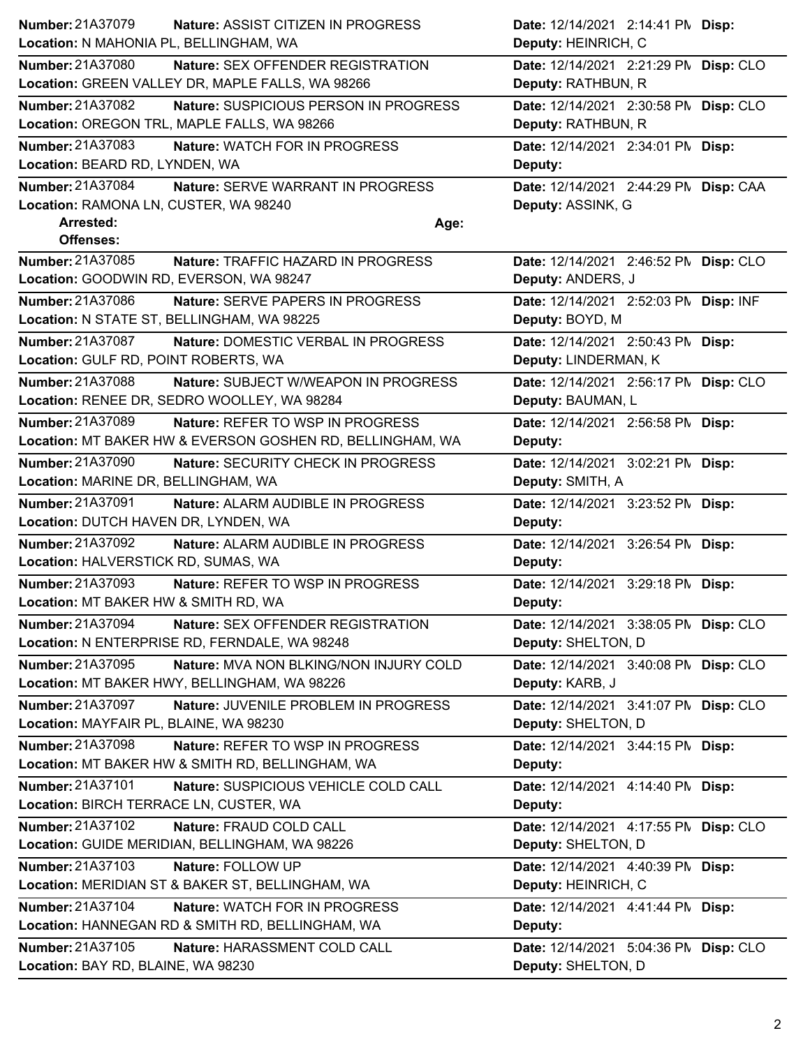**Number:** 21A37079 **Nature:** ASSIST CITIZEN IN PROGRESS **Date:** 12/14/2021 2:14:41 PM **Disp:**
**Location:** N MAHONIA PL, BELLINGHAM, WA **Deputy:** HEINRICH, C

---

**Number:** 21A37080 **Nature:** SEX OFFENDER REGISTRATION **Date:** 12/14/2021 2:21:29 PM **Disp:** CLO
**Location:** GREEN VALLEY DR, MAPLE FALLS, WA 98266 **Deputy:** RATHBUN, R

---

**Number:** 21A37082 **Nature:** SUSPICIOUS PERSON IN PROGRESS **Date:** 12/14/2021 2:30:58 PM **Disp:** CLO
**Location:** OREGON TRL, MAPLE FALLS, WA 98266 **Deputy:** RATHBUN, R

---

**Number:** 21A37083 **Nature:** WATCH FOR IN PROGRESS **Date:** 12/14/2021 2:34:01 PM **Disp:**
**Location:** BEARD RD, LYNDEN, WA **Deputy:**

---

**Number:** 21A37084 **Nature:** SERVE WARRANT IN PROGRESS **Date:** 12/14/2021 2:44:29 PM **Disp:** CAA
**Location:** RAMONA LN, CUSTER, WA 98240 **Deputy:** ASSINK, G
**Arrested:** **Age:**
**Offenses:**

---

**Number:** 21A37085 **Nature:** TRAFFIC HAZARD IN PROGRESS **Date:** 12/14/2021 2:46:52 PM **Disp:** CLO
**Location:** GOODWIN RD, EVERSON, WA 98247 **Deputy:** ANDERS, J

---

**Number:** 21A37086 **Nature:** SERVE PAPERS IN PROGRESS **Date:** 12/14/2021 2:52:03 PM **Disp:** INF
**Location:** N STATE ST, BELLINGHAM, WA 98225 **Deputy:** BOYD, M

---

**Number:** 21A37087 **Nature:** DOMESTIC VERBAL IN PROGRESS **Date:** 12/14/2021 2:50:43 PM **Disp:**
**Location:** GULF RD, POINT ROBERTS, WA **Deputy:** LINDERMAN, K

---

**Number:** 21A37088 **Nature:** SUBJECT W/WEAPON IN PROGRESS **Date:** 12/14/2021 2:56:17 PM **Disp:** CLO
**Location:** RENEE DR, SEDRO WOOLLEY, WA 98284 **Deputy:** BAUMAN, L

---

**Number:** 21A37089 **Nature:** REFER TO WSP IN PROGRESS **Date:** 12/14/2021 2:56:58 PM **Disp:**
**Location:** MT BAKER HW & EVERSON GOSHEN RD, BELLINGHAM, WA **Deputy:**

---

**Number:** 21A37090 **Nature:** SECURITY CHECK IN PROGRESS **Date:** 12/14/2021 3:02:21 PM **Disp:**
**Location:** MARINE DR, BELLINGHAM, WA **Deputy:** SMITH, A

---

**Number:** 21A37091 **Nature:** ALARM AUDIBLE IN PROGRESS **Date:** 12/14/2021 3:23:52 PM **Disp:**
**Location:** DUTCH HAVEN DR, LYNDEN, WA **Deputy:**

---

**Number:** 21A37092 **Nature:** ALARM AUDIBLE IN PROGRESS **Date:** 12/14/2021 3:26:54 PM **Disp:**
**Location:** HALVERSTICK RD, SUMAS, WA **Deputy:**

---

**Number:** 21A37093 **Nature:** REFER TO WSP IN PROGRESS **Date:** 12/14/2021 3:29:18 PM **Disp:**
**Location:** MT BAKER HW & SMITH RD, WA **Deputy:**

---

**Number:** 21A37094 **Nature:** SEX OFFENDER REGISTRATION **Date:** 12/14/2021 3:38:05 PM **Disp:** CLO
**Location:** N ENTERPRISE RD, FERNDALE, WA 98248 **Deputy:** SHELTON, D

---

**Number:** 21A37095 **Nature:** MVA NON BLKING/NON INJURY COLD **Date:** 12/14/2021 3:40:08 PM **Disp:** CLO
**Location:** MT BAKER HWY, BELLINGHAM, WA 98226 **Deputy:** KARB, J

---

**Number:** 21A37097 **Nature:** JUVENILE PROBLEM IN PROGRESS **Date:** 12/14/2021 3:41:07 PM **Disp:** CLO
**Location:** MAYFAIR PL, BLAINE, WA 98230 **Deputy:** SHELTON, D

---

**Number:** 21A37098 **Nature:** REFER TO WSP IN PROGRESS **Date:** 12/14/2021 3:44:15 PM **Disp:**
**Location:** MT BAKER HW & SMITH RD, BELLINGHAM, WA **Deputy:**

---

**Number:** 21A37101 **Nature:** SUSPICIOUS VEHICLE COLD CALL **Date:** 12/14/2021 4:14:40 PM **Disp:**
**Location:** BIRCH TERRACE LN, CUSTER, WA **Deputy:**

---

**Number:** 21A37102 **Nature:** FRAUD COLD CALL **Date:** 12/14/2021 4:17:55 PM **Disp:** CLO
**Location:** GUIDE MERIDIAN, BELLINGHAM, WA 98226 **Deputy:** SHELTON, D

---

**Number:** 21A37103 **Nature:** FOLLOW UP **Date:** 12/14/2021 4:40:39 PM **Disp:**
**Location:** MERIDIAN ST & BAKER ST, BELLINGHAM, WA **Deputy:** HEINRICH, C

---

**Number:** 21A37104 **Nature:** WATCH FOR IN PROGRESS **Date:** 12/14/2021 4:41:44 PM **Disp:**
**Location:** HANNEGAN RD & SMITH RD, BELLINGHAM, WA **Deputy:**

---

**Number:** 21A37105 **Nature:** HARASSMENT COLD CALL **Date:** 12/14/2021 5:04:36 PM **Disp:** CLO
**Location:** BAY RD, BLAINE, WA 98230 **Deputy:** SHELTON, D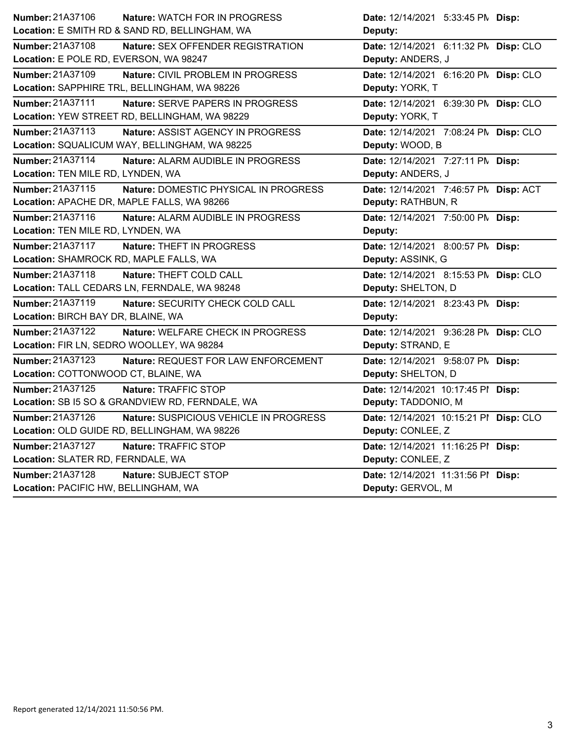**Number:** 21A37106 **Nature:** WATCH FOR IN PROGRESS **Date:** 12/14/2021 5:33:45 PM **Disp:**
**Location:** E SMITH RD & SAND RD, BELLINGHAM, WA **Deputy:**

**Number:** 21A37108 **Nature:** SEX OFFENDER REGISTRATION **Date:** 12/14/2021 6:11:32 PM **Disp:** CLO
**Location:** E POLE RD, EVERSON, WA 98247 **Deputy:** ANDERS, J

**Number:** 21A37109 **Nature:** CIVIL PROBLEM IN PROGRESS **Date:** 12/14/2021 6:16:20 PM **Disp:** CLO
**Location:** SAPPHIRE TRL, BELLINGHAM, WA 98226 **Deputy:** YORK, T

**Number:** 21A37111 **Nature:** SERVE PAPERS IN PROGRESS **Date:** 12/14/2021 6:39:30 PM **Disp:** CLO
**Location:** YEW STREET RD, BELLINGHAM, WA 98229 **Deputy:** YORK, T

**Number:** 21A37113 **Nature:** ASSIST AGENCY IN PROGRESS **Date:** 12/14/2021 7:08:24 PM **Disp:** CLO
**Location:** SQUALICUM WAY, BELLINGHAM, WA 98225 **Deputy:** WOOD, B

**Number:** 21A37114 **Nature:** ALARM AUDIBLE IN PROGRESS **Date:** 12/14/2021 7:27:11 PM **Disp:**
**Location:** TEN MILE RD, LYNDEN, WA **Deputy:** ANDERS, J

**Number:** 21A37115 **Nature:** DOMESTIC PHYSICAL IN PROGRESS **Date:** 12/14/2021 7:46:57 PM **Disp:** ACT
**Location:** APACHE DR, MAPLE FALLS, WA 98266 **Deputy:** RATHBUN, R

**Number:** 21A37116 **Nature:** ALARM AUDIBLE IN PROGRESS **Date:** 12/14/2021 7:50:00 PM **Disp:**
**Location:** TEN MILE RD, LYNDEN, WA **Deputy:**

**Number:** 21A37117 **Nature:** THEFT IN PROGRESS **Date:** 12/14/2021 8:00:57 PM **Disp:**
**Location:** SHAMROCK RD, MAPLE FALLS, WA **Deputy:** ASSINK, G

**Number:** 21A37118 **Nature:** THEFT COLD CALL **Date:** 12/14/2021 8:15:53 PM **Disp:** CLO
**Location:** TALL CEDARS LN, FERNDALE, WA 98248 **Deputy:** SHELTON, D

**Number:** 21A37119 **Nature:** SECURITY CHECK COLD CALL **Date:** 12/14/2021 8:23:43 PM **Disp:**
**Location:** BIRCH BAY DR, BLAINE, WA **Deputy:**

**Number:** 21A37122 **Nature:** WELFARE CHECK IN PROGRESS **Date:** 12/14/2021 9:36:28 PM **Disp:** CLO
**Location:** FIR LN, SEDRO WOOLLEY, WA 98284 **Deputy:** STRAND, E

**Number:** 21A37123 **Nature:** REQUEST FOR LAW ENFORCEMENT **Date:** 12/14/2021 9:58:07 PM **Disp:**
**Location:** COTTONWOOD CT, BLAINE, WA **Deputy:** SHELTON, D

**Number:** 21A37125 **Nature:** TRAFFIC STOP **Date:** 12/14/2021 10:17:45 PM **Disp:**
**Location:** SB I5 SO & GRANDVIEW RD, FERNDALE, WA **Deputy:** TADDONIO, M

**Number:** 21A37126 **Nature:** SUSPICIOUS VEHICLE IN PROGRESS **Date:** 12/14/2021 10:15:21 PM **Disp:** CLO
**Location:** OLD GUIDE RD, BELLINGHAM, WA 98226 **Deputy:** CONLEE, Z

**Number:** 21A37127 **Nature:** TRAFFIC STOP **Date:** 12/14/2021 11:16:25 PM **Disp:**
**Location:** SLATER RD, FERNDALE, WA **Deputy:** CONLEE, Z

**Number:** 21A37128 **Nature:** SUBJECT STOP **Date:** 12/14/2021 11:31:56 PM **Disp:**
**Location:** PACIFIC HW, BELLINGHAM, WA **Deputy:** GERVOL, M

Report generated 12/14/2021 11:50:56 PM.